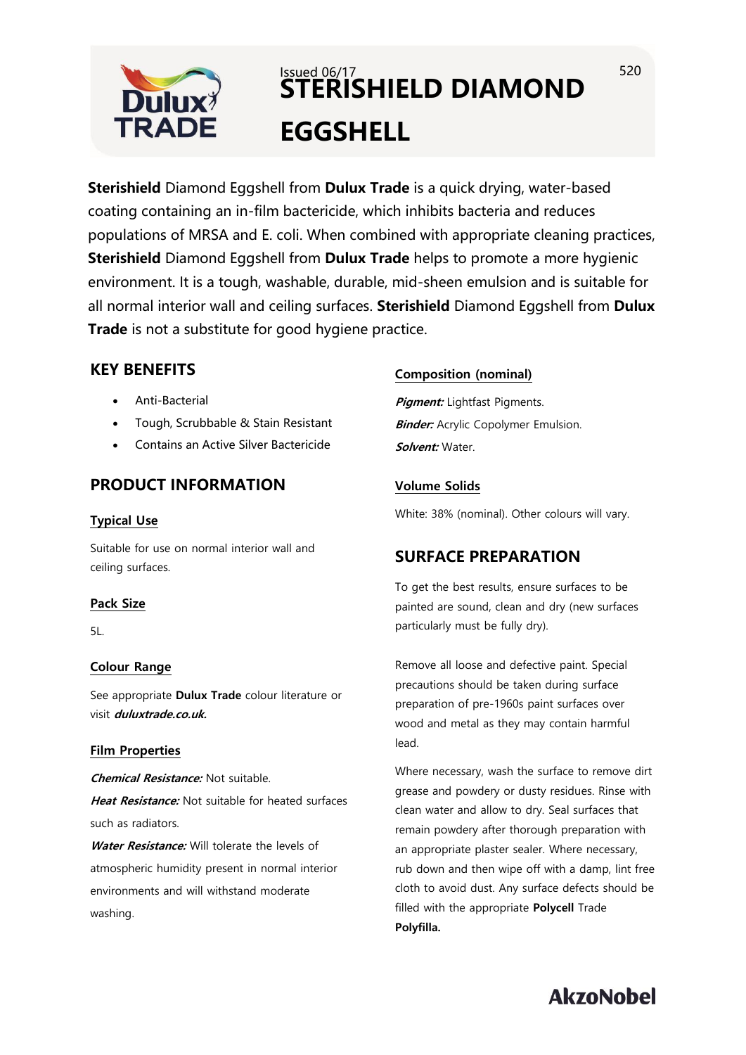Issued 06/17

# STERISHIELD DIAMOND EGGSHELL

**Sterishield** Diamond Eggshell from **Dulux Trade** is a quick drying, water-based coating containing an in-film bactericide, which inhibits bacteria and reduces populations of MRSA and E. coli. When combined with appropriate cleaning practices, **Sterishield** Diamond Eggshell from **Dulux Trade** helps to promote a more hygienic environment. It is a tough, washable, durable, mid-sheen emulsion and is suitable for all normal interior wall and ceiling surfaces. **Sterishield** Diamond Eggshell from **Dulux Trade** is not a substitute for good hygiene practice.

## KEY BENEFITS

- Anti-Bacterial
- Tough, Scrubbable & Stain Resistant
- Contains an Active Silver Bactericide

## PRODUCT INFORMATION

### Typical Use

Suitable for use on normal interior wall and ceiling surfaces.

### Pack Size

5L.

### Colour Range

See appropriate **Dulux Trade** colour literature or visit ***duluxtrade.co.uk.***

### Film Properties

***Chemical Resistance:*** Not suitable.

***Heat Resistance:*** Not suitable for heated surfaces such as radiators.

***Water Resistance:*** Will tolerate the levels of atmospheric humidity present in normal interior environments and will withstand moderate washing.

### Composition (nominal)

***Pigment:*** Lightfast Pigments.

***Binder:*** Acrylic Copolymer Emulsion.

***Solvent:*** Water.

### Volume Solids

White: 38% (nominal). Other colours will vary.

## SURFACE PREPARATION

To get the best results, ensure surfaces to be painted are sound, clean and dry (new surfaces particularly must be fully dry).

Remove all loose and defective paint. Special precautions should be taken during surface preparation of pre-1960s paint surfaces over wood and metal as they may contain harmful lead.

Where necessary, wash the surface to remove dirt grease and powdery or dusty residues. Rinse with clean water and allow to dry. Seal surfaces that remain powdery after thorough preparation with an appropriate plaster sealer. Where necessary, rub down and then wipe off with a damp, lint free cloth to avoid dust. Any surface defects should be filled with the appropriate **Polycell** Trade **Polyfilla.**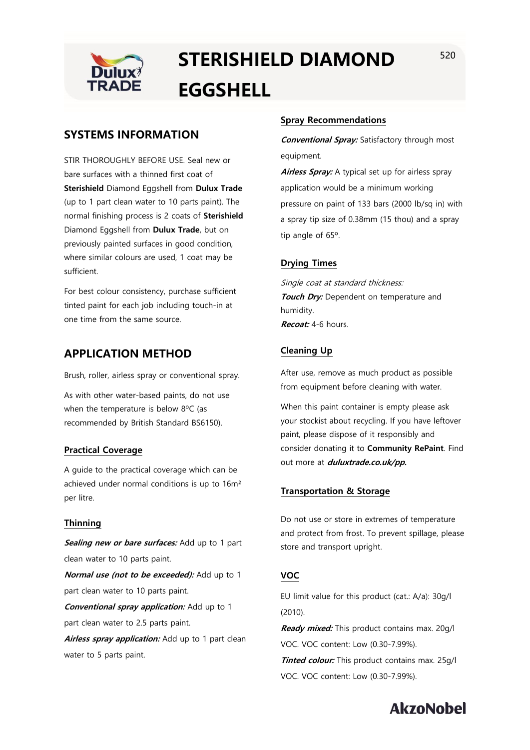# STERISHIELD DIAMOND EGGSHELL

## SYSTEMS INFORMATION

STIR THOROUGHLY BEFORE USE. Seal new or bare surfaces with a thinned first coat of **Sterishield** Diamond Eggshell from **Dulux Trade** (up to 1 part clean water to 10 parts paint). The normal finishing process is 2 coats of **Sterishield** Diamond Eggshell from **Dulux Trade**, but on previously painted surfaces in good condition, where similar colours are used, 1 coat may be sufficient.

For best colour consistency, purchase sufficient tinted paint for each job including touch-in at one time from the same source.

## APPLICATION METHOD

Brush, roller, airless spray or conventional spray.

As with other water-based paints, do not use when the temperature is below 8ºC (as recommended by British Standard BS6150).

### Practical Coverage

A guide to the practical coverage which can be achieved under normal conditions is up to 16m² per litre.

### Thinning

***Sealing new or bare surfaces:*** Add up to 1 part clean water to 10 parts paint.
***Normal use (not to be exceeded):*** Add up to 1 part clean water to 10 parts paint.
***Conventional spray application:*** Add up to 1 part clean water to 2.5 parts paint.
***Airless spray application:*** Add up to 1 part clean water to 5 parts paint.

### Spray Recommendations

***Conventional Spray:*** Satisfactory through most equipment.
***Airless Spray:*** A typical set up for airless spray application would be a minimum working pressure on paint of 133 bars (2000 lb/sq in) with a spray tip size of 0.38mm (15 thou) and a spray tip angle of 65º.

### Drying Times

*Single coat at standard thickness:*
***Touch Dry:*** Dependent on temperature and humidity.
***Recoat:*** 4-6 hours.

### Cleaning Up

After use, remove as much product as possible from equipment before cleaning with water.

When this paint container is empty please ask your stockist about recycling. If you have leftover paint, please dispose of it responsibly and consider donating it to **Community RePaint**. Find out more at ***duluxtrade.co.uk/pp.***

### Transportation & Storage

Do not use or store in extremes of temperature and protect from frost. To prevent spillage, please store and transport upright.

### VOC

EU limit value for this product (cat.: A/a): 30g/l (2010).
***Ready mixed:*** This product contains max. 20g/l VOC. VOC content: Low (0.30-7.99%).
***Tinted colour:*** This product contains max. 25g/l VOC. VOC content: Low (0.30-7.99%).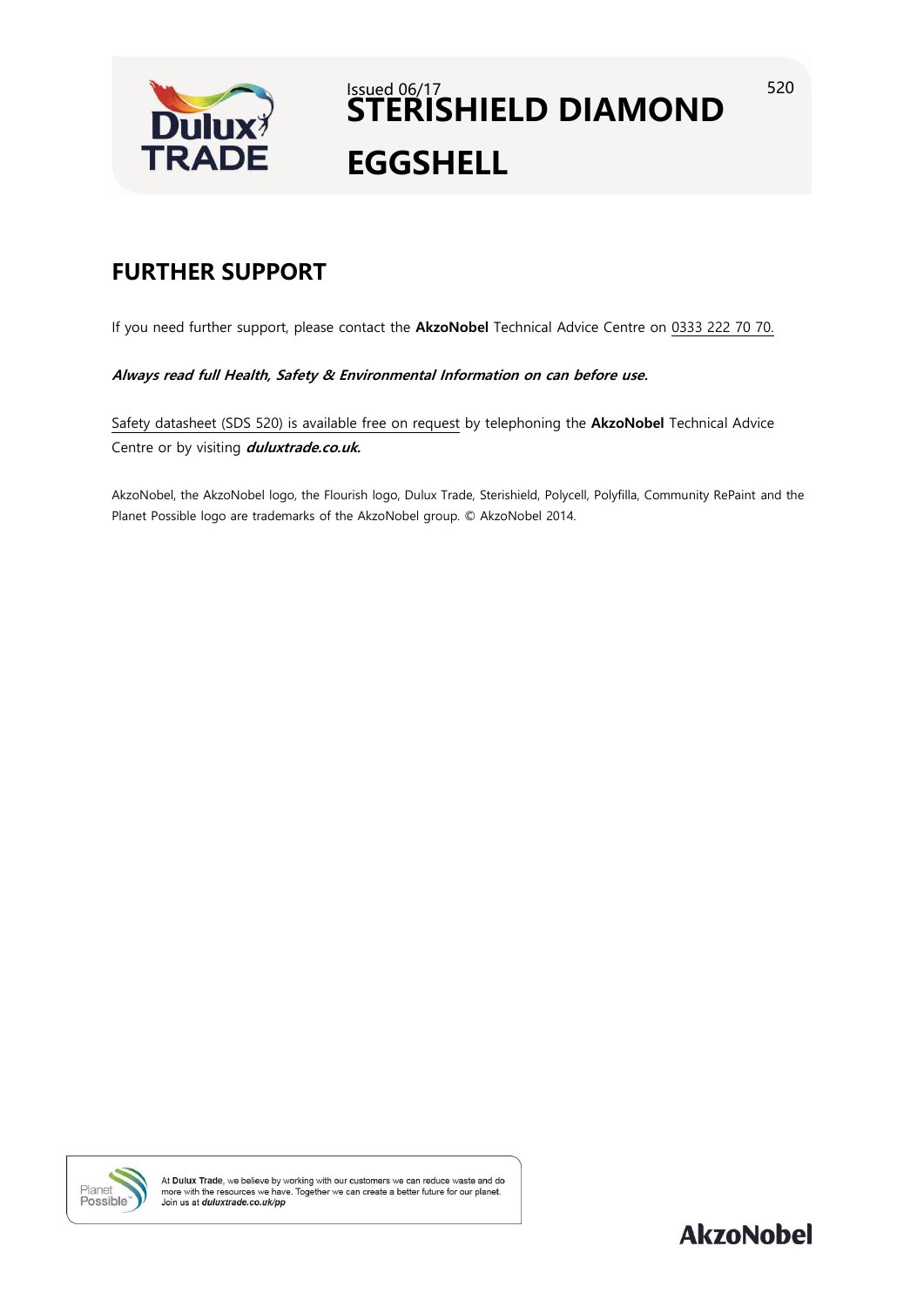## FURTHER SUPPORT

If you need further support, please contact the **AkzoNobel** Technical Advice Centre on 0333 222 70 70.

***Always read full Health, Safety & Environmental Information on can before use.***

Safety datasheet (SDS 520) is available free on request by telephoning the **AkzoNobel** Technical Advice Centre or by visiting ***duluxtrade.co.uk.***

AkzoNobel, the AkzoNobel logo, the Flourish logo, Dulux Trade, Sterishield, Polycell, Polyfilla, Community RePaint and the Planet Possible logo are trademarks of the AkzoNobel group. © AkzoNobel 2014.

At **Dulux Trade**, we believe by working with our customers we can reduce waste and do more with the resources we have. Together we can create a better future for our planet. Join us at ***duluxtrade.co.uk/pp***